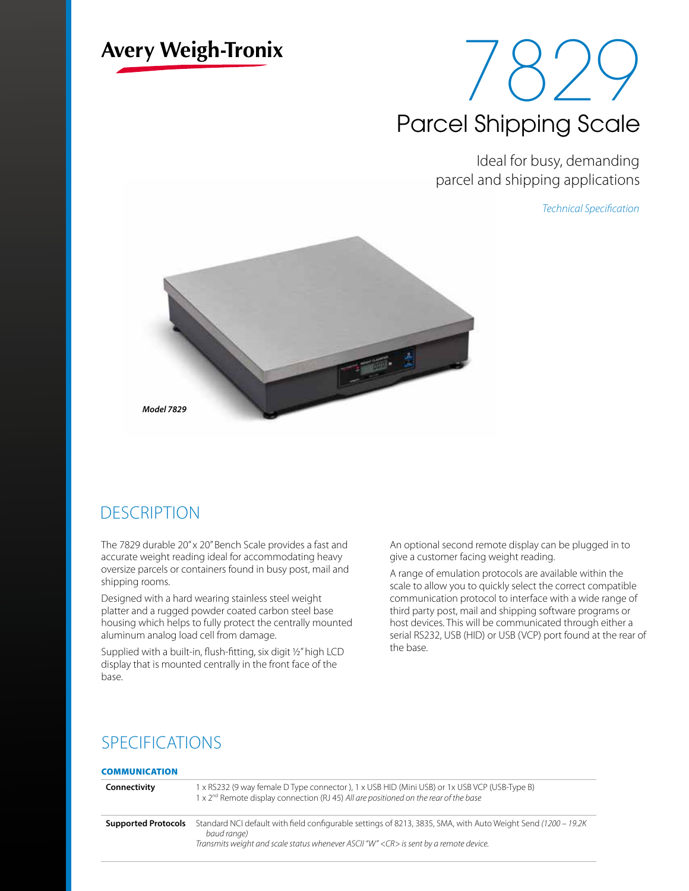Avery Weigh-Tronix

# 7829

## Parcel Shipping Scale

Ideal for busy, demanding parcel and shipping applications

*Technical Specification*

***Model 7829***

## DESCRIPTION

The 7829 durable 20" x 20" Bench Scale provides a fast and accurate weight reading ideal for accommodating heavy oversize parcels or containers found in busy post, mail and shipping rooms.

Designed with a hard wearing stainless steel weight platter and a rugged powder coated carbon steel base housing which helps to fully protect the centrally mounted aluminum analog load cell from damage.

Supplied with a built-in, flush-fitting, six digit ½" high LCD display that is mounted centrally in the front face of the base.

An optional second remote display can be plugged in to give a customer facing weight reading.

A range of emulation protocols are available within the scale to allow you to quickly select the correct compatible communication protocol to interface with a wide range of third party post, mail and shipping software programs or host devices. This will be communicated through either a serial RS232, USB (HID) or USB (VCP) port found at the rear of the base.

## SPECIFICATIONS

### COMMUNICATION

| | |
|---|---|
| **Connectivity** | 1 x RS232 (9 way female D Type connector ), 1 x USB HID (Mini USB) or 1x USB VCP (USB-Type B)<br>1 x 2nd Remote display connection (RJ 45) *All are positioned on the rear of the base* |
| **Supported Protocols** | Standard NCI default with field configurable settings of 8213, 3835, SMA, with Auto Weight Send *(1200 – 19.2K baud range)*<br>*Transmits weight and scale status whenever ASCII "W" <CR> is sent by a remote device.* |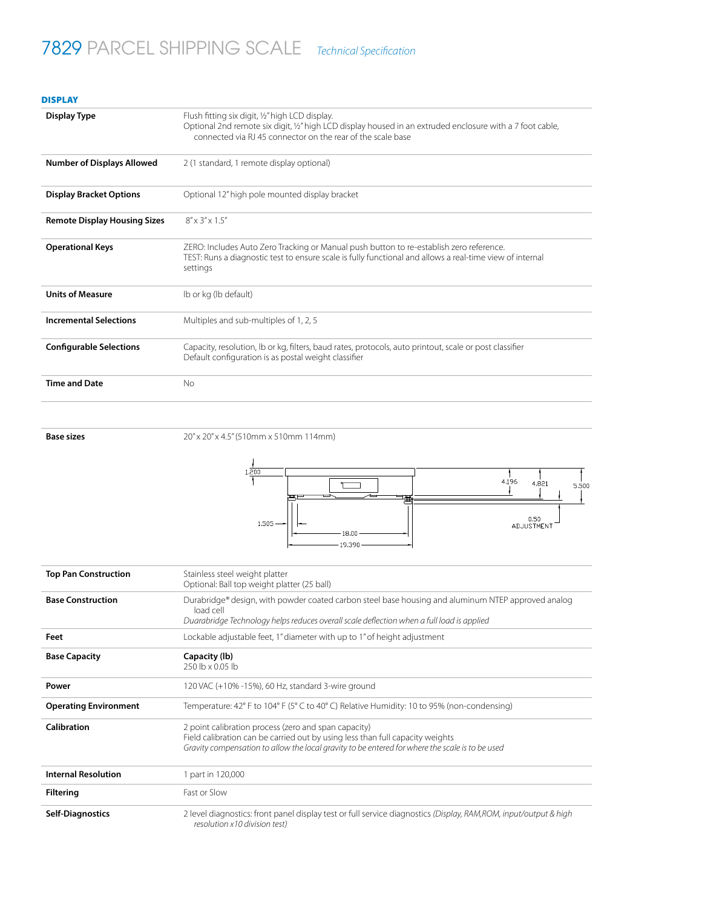# 7829 PARCEL SHIPPING SCALE *Technical Specification*

## DISPLAY

| | |
|---|---|
| **Display Type** | Flush fitting six digit, ½" high LCD display.<br>Optional 2nd remote six digit, ½" high LCD display housed in an extruded enclosure with a 7 foot cable, connected via RJ 45 connector on the rear of the scale base |
| **Number of Displays Allowed** | 2 (1 standard, 1 remote display optional) |
| **Display Bracket Options** | Optional 12" high pole mounted display bracket |
| **Remote Display Housing Sizes** | 8" x 3" x 1.5" |
| **Operational Keys** | ZERO: Includes Auto Zero Tracking or Manual push button to re-establish zero reference.<br>TEST: Runs a diagnostic test to ensure scale is fully functional and allows a real-time view of internal settings |
| **Units of Measure** | lb or kg (lb default) |
| **Incremental Selections** | Multiples and sub-multiples of 1, 2, 5 |
| **Configurable Selections** | Capacity, resolution, lb or kg, filters, baud rates, protocols, auto printout, scale or post classifier<br>Default configuration is as postal weight classifier |
| **Time and Date** | No |

| | |
|---|---|
| **Base sizes** | 20" x 20" x 4.5" (510mm x 510mm 114mm) |

1.200 | 4.196 | 4.821 | 5.500 | 1.505 | 18.00 | 19.390 | 0.50 ADJUSTMENT

| | |
|---|---|
| **Top Pan Construction** | Stainless steel weight platter<br>Optional: Ball top weight platter (25 ball) |
| **Base Construction** | Durabridge® design, with powder coated carbon steel base housing and aluminum NTEP approved analog load cell<br>*Duarabridge Technology helps reduces overall scale deflection when a full load is applied* |
| **Feet** | Lockable adjustable feet, 1" diameter with up to 1" of height adjustment |
| **Base Capacity** | **Capacity (lb)**<br>250 lb x 0.05 lb |
| **Power** | 120 VAC (+10% -15%), 60 Hz, standard 3-wire ground |
| **Operating Environment** | Temperature: 42° F to 104° F (5° C to 40° C) Relative Humidity: 10 to 95% (non-condensing) |
| **Calibration** | 2 point calibration process (zero and span capacity)<br>Field calibration can be carried out by using less than full capacity weights<br>*Gravity compensation to allow the local gravity to be entered for where the scale is to be used* |
| **Internal Resolution** | 1 part in 120,000 |
| **Filtering** | Fast or Slow |
| **Self-Diagnostics** | 2 level diagnostics: front panel display test or full service diagnostics *(Display, RAM,ROM, input/output & high resolution x10 division test)* |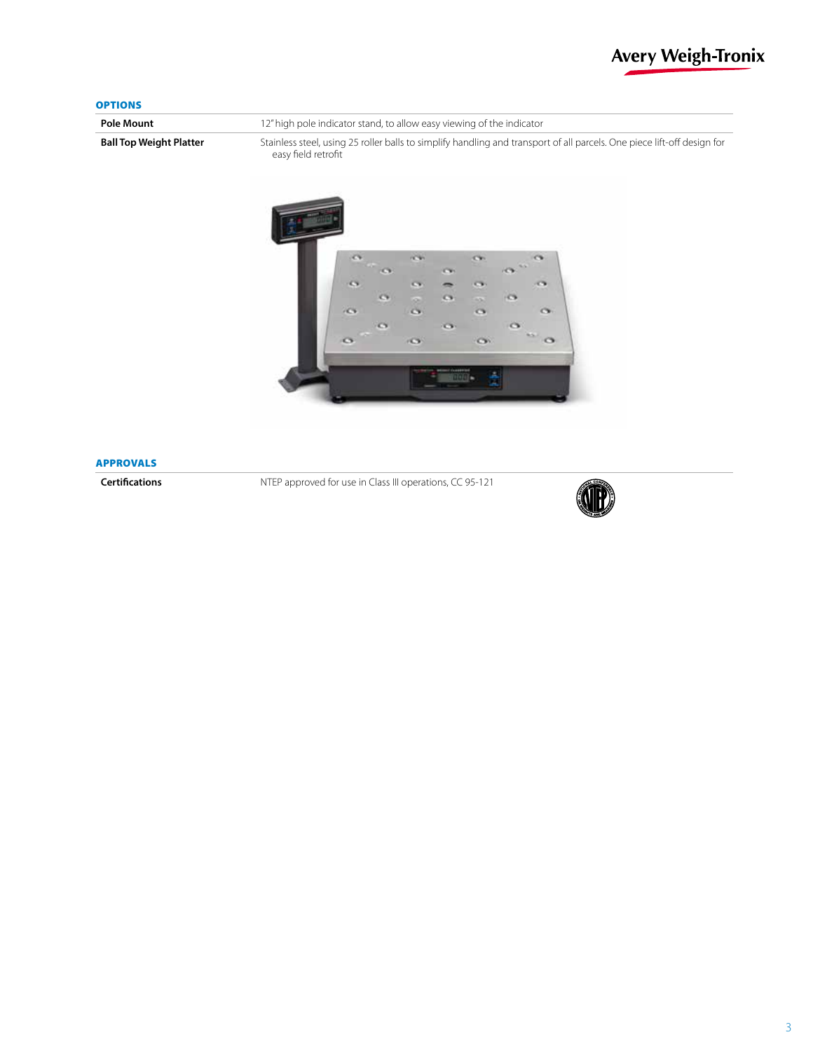## OPTIONS

| | |
|---|---|
| **Pole Mount** | 12" high pole indicator stand, to allow easy viewing of the indicator |
| **Ball Top Weight Platter** | Stainless steel, using 25 roller balls to simplify handling and transport of all parcels. One piece lift-off design for easy field retrofit |

## APPROVALS

| | |
|---|---|
| **Certifications** | NTEP approved for use in Class III operations, CC 95-121 |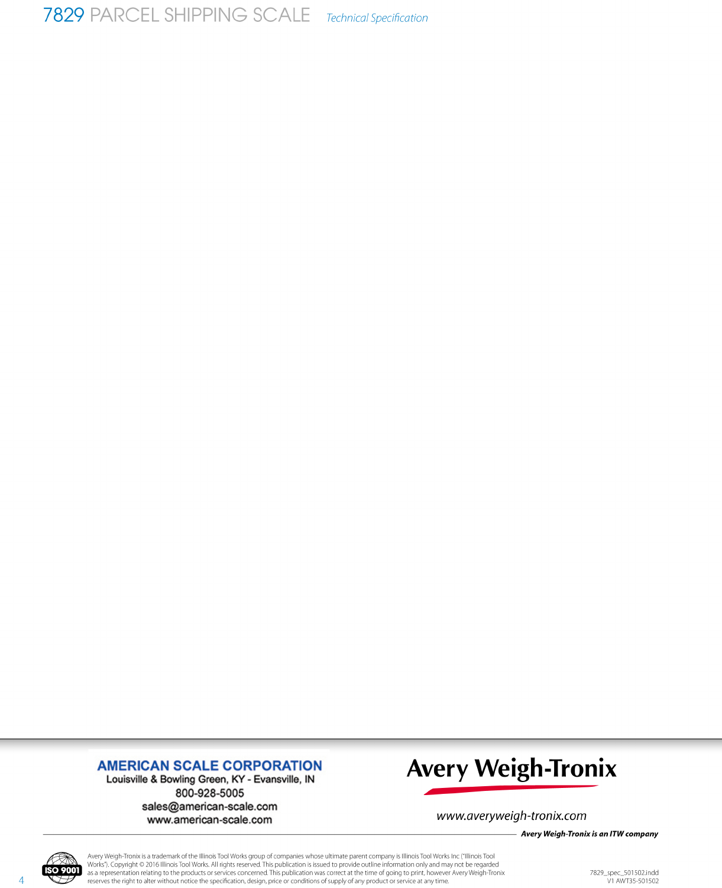AMERICAN SCALE CORPORATION
Louisville & Bowling Green, KY - Evansville, IN
800-928-5005
sales@american-scale.com
www.american-scale.com

Avery Weigh-Tronix

*www.averyweigh-tronix.com*

***Avery Weigh-Tronix is an ITW company***

Avery Weigh-Tronix is a trademark of the Illinois Tool Works group of companies whose ultimate parent company is Illinois Tool Works Inc ("Illinois Tool Works"). Copyright © 2016 Illinois Tool Works. All rights reserved. This publication is issued to provide outline information only and may not be regarded as a representation relating to the products or services concerned. This publication was correct at the time of going to print, however Avery Weigh-Tronix reserves the right to alter without notice the specification, design, price or conditions of supply of any product or service at any time.

7829_spec_501502.indd
V1 AWT35-501502